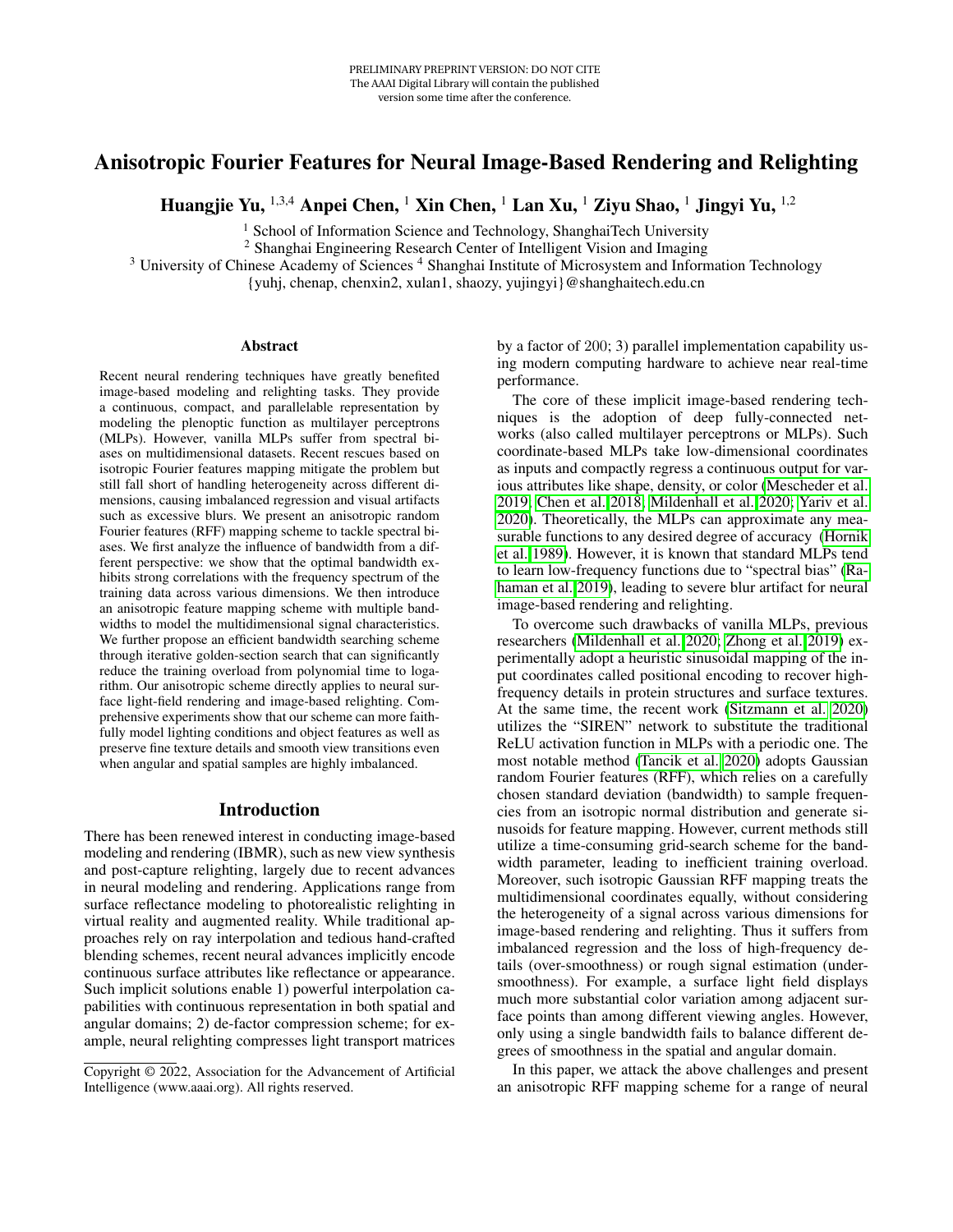PRELIMINARY PREPRINT VERSION: DO NOT CITE
The AAAI Digital Library will contain the published version some time after the conference.

# Anisotropic Fourier Features for Neural Image-Based Rendering and Relighting

**Huangjie Yu,** [1,3,4] **Anpei Chen,** [1] **Xin Chen,** [1] **Lan Xu,** [1] **Ziyu Shao,** [1] **Jingyi Yu,** [1,2]

[1] School of Information Science and Technology, ShanghaiTech University
[2] Shanghai Engineering Research Center of Intelligent Vision and Imaging
[3] University of Chinese Academy of Sciences [4] Shanghai Institute of Microsystem and Information Technology
{yuhj, chenap, chenxin2, xulan1, shaozy, yujingyi}@shanghaitech.edu.cn

## Abstract

Recent neural rendering techniques have greatly benefited image-based modeling and relighting tasks. They provide a continuous, compact, and parallelable representation by modeling the plenoptic function as multilayer perceptrons (MLPs). However, vanilla MLPs suffer from spectral biases on multidimensional datasets. Recent rescues based on isotropic Fourier features mapping mitigate the problem but still fall short of handling heterogeneity across different dimensions, causing imbalanced regression and visual artifacts such as excessive blurs. We present an anisotropic random Fourier features (RFF) mapping scheme to tackle spectral biases. We first analyze the influence of bandwidth from a different perspective: we show that the optimal bandwidth exhibits strong correlations with the frequency spectrum of the training data across various dimensions. We then introduce an anisotropic feature mapping scheme with multiple bandwidths to model the multidimensional signal characteristics. We further propose an efficient bandwidth searching scheme through iterative golden-section search that can significantly reduce the training overload from polynomial time to logarithm. Our anisotropic scheme directly applies to neural surface light-field rendering and image-based relighting. Comprehensive experiments show that our scheme can more faithfully model lighting conditions and object features as well as preserve fine texture details and smooth view transitions even when angular and spatial samples are highly imbalanced.

## Introduction

There has been renewed interest in conducting image-based modeling and rendering (IBMR), such as new view synthesis and post-capture relighting, largely due to recent advances in neural modeling and rendering. Applications range from surface reflectance modeling to photorealistic relighting in virtual reality and augmented reality. While traditional approaches rely on ray interpolation and tedious hand-crafted blending schemes, recent neural advances implicitly encode continuous surface attributes like reflectance or appearance. Such implicit solutions enable 1) powerful interpolation capabilities with continuous representation in both spatial and angular domains; 2) de-factor compression scheme; for example, neural relighting compresses light transport matrices by a factor of 200; 3) parallel implementation capability using modern computing hardware to achieve near real-time performance.

The core of these implicit image-based rendering techniques is the adoption of deep fully-connected networks (also called multilayer perceptrons or MLPs). Such coordinate-based MLPs take low-dimensional coordinates as inputs and compactly regress a continuous output for various attributes like shape, density, or color (Mescheder et al. 2019; Chen et al. 2018; Mildenhall et al. 2020; Yariv et al. 2020). Theoretically, the MLPs can approximate any measurable functions to any desired degree of accuracy (Hornik et al. 1989). However, it is known that standard MLPs tend to learn low-frequency functions due to "spectral bias" (Rahaman et al. 2019), leading to severe blur artifact for neural image-based rendering and relighting.

To overcome such drawbacks of vanilla MLPs, previous researchers (Mildenhall et al. 2020; Zhong et al. 2019) experimentally adopt a heuristic sinusoidal mapping of the input coordinates called positional encoding to recover high-frequency details in protein structures and surface textures. At the same time, the recent work (Sitzmann et al. 2020) utilizes the "SIREN" network to substitute the traditional ReLU activation function in MLPs with a periodic one. The most notable method (Tancik et al. 2020) adopts Gaussian random Fourier features (RFF), which relies on a carefully chosen standard deviation (bandwidth) to sample frequencies from an isotropic normal distribution and generate sinusoids for feature mapping. However, current methods still utilize a time-consuming grid-search scheme for the bandwidth parameter, leading to inefficient training overload. Moreover, such isotropic Gaussian RFF mapping treats the multidimensional coordinates equally, without considering the heterogeneity of a signal across various dimensions for image-based rendering and relighting. Thus it suffers from imbalanced regression and the loss of high-frequency details (over-smoothness) or rough signal estimation (under-smoothness). For example, a surface light field displays much more substantial color variation among adjacent surface points than among different viewing angles. However, only using a single bandwidth fails to balance different degrees of smoothness in the spatial and angular domain.

In this paper, we attack the above challenges and present an anisotropic RFF mapping scheme for a range of neural

Copyright © 2022, Association for the Advancement of Artificial Intelligence (www.aaai.org). All rights reserved.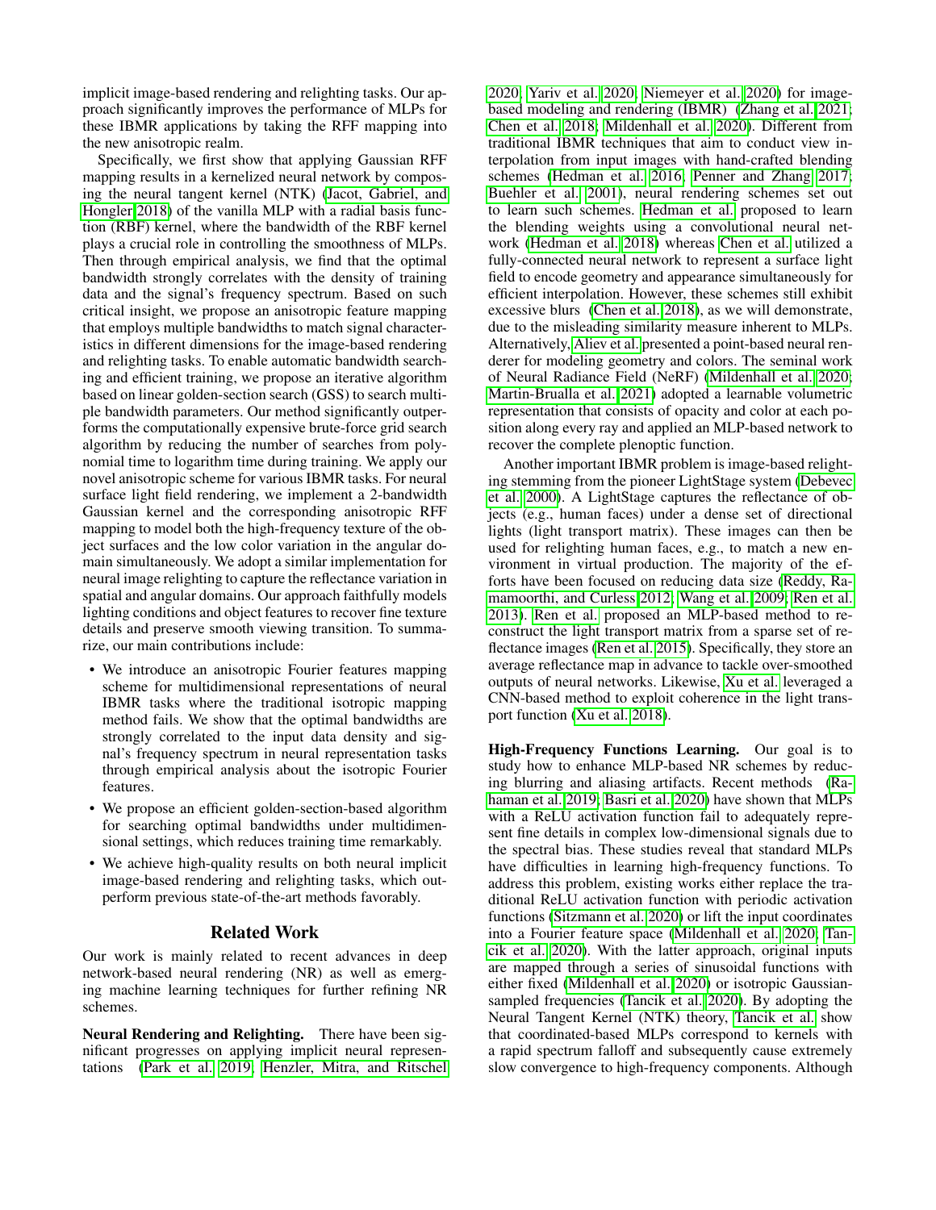implicit image-based rendering and relighting tasks. Our approach significantly improves the performance of MLPs for these IBMR applications by taking the RFF mapping into the new anisotropic realm.

Specifically, we first show that applying Gaussian RFF mapping results in a kernelized neural network by composing the neural tangent kernel (NTK) (Jacot, Gabriel, and Hongler 2018) of the vanilla MLP with a radial basis function (RBF) kernel, where the bandwidth of the RBF kernel plays a crucial role in controlling the smoothness of MLPs. Then through empirical analysis, we find that the optimal bandwidth strongly correlates with the density of training data and the signal's frequency spectrum. Based on such critical insight, we propose an anisotropic feature mapping that employs multiple bandwidths to match signal characteristics in different dimensions for the image-based rendering and relighting tasks. To enable automatic bandwidth searching and efficient training, we propose an iterative algorithm based on linear golden-section search (GSS) to search multiple bandwidth parameters. Our method significantly outperforms the computationally expensive brute-force grid search algorithm by reducing the number of searches from polynomial time to logarithm time during training. We apply our novel anisotropic scheme for various IBMR tasks. For neural surface light field rendering, we implement a 2-bandwidth Gaussian kernel and the corresponding anisotropic RFF mapping to model both the high-frequency texture of the object surfaces and the low color variation in the angular domain simultaneously. We adopt a similar implementation for neural image relighting to capture the reflectance variation in spatial and angular domains. Our approach faithfully models lighting conditions and object features to recover fine texture details and preserve smooth viewing transition. To summarize, our main contributions include:

- We introduce an anisotropic Fourier features mapping scheme for multidimensional representations of neural IBMR tasks where the traditional isotropic mapping method fails. We show that the optimal bandwidths are strongly correlated to the input data density and signal's frequency spectrum in neural representation tasks through empirical analysis about the isotropic Fourier features.
- We propose an efficient golden-section-based algorithm for searching optimal bandwidths under multidimensional settings, which reduces training time remarkably.
- We achieve high-quality results on both neural implicit image-based rendering and relighting tasks, which outperform previous state-of-the-art methods favorably.

## Related Work

Our work is mainly related to recent advances in deep network-based neural rendering (NR) as well as emerging machine learning techniques for further refining NR schemes.

**Neural Rendering and Relighting.** There have been significant progresses on applying implicit neural representations (Park et al. 2019; Henzler, Mitra, and Ritschel 2020; Yariv et al. 2020; Niemeyer et al. 2020) for image-based modeling and rendering (IBMR) (Zhang et al. 2021; Chen et al. 2018; Mildenhall et al. 2020). Different from traditional IBMR techniques that aim to conduct view interpolation from input images with hand-crafted blending schemes (Hedman et al. 2016; Penner and Zhang 2017; Buehler et al. 2001), neural rendering schemes set out to learn such schemes. Hedman et al. proposed to learn the blending weights using a convolutional neural network (Hedman et al. 2018) whereas Chen et al. utilized a fully-connected neural network to represent a surface light field to encode geometry and appearance simultaneously for efficient interpolation. However, these schemes still exhibit excessive blurs (Chen et al. 2018), as we will demonstrate, due to the misleading similarity measure inherent to MLPs. Alternatively, Aliev et al. presented a point-based neural renderer for modeling geometry and colors. The seminal work of Neural Radiance Field (NeRF) (Mildenhall et al. 2020; Martin-Brualla et al. 2021) adopted a learnable volumetric representation that consists of opacity and color at each position along every ray and applied an MLP-based network to recover the complete plenoptic function.

Another important IBMR problem is image-based relighting stemming from the pioneer LightStage system (Debevec et al. 2000). A LightStage captures the reflectance of objects (e.g., human faces) under a dense set of directional lights (light transport matrix). These images can then be used for relighting human faces, e.g., to match a new environment in virtual production. The majority of the efforts have been focused on reducing data size (Reddy, Ramamoorthi, and Curless 2012; Wang et al. 2009; Ren et al. 2013). Ren et al. proposed an MLP-based method to reconstruct the light transport matrix from a sparse set of reflectance images (Ren et al. 2015). Specifically, they store an average reflectance map in advance to tackle over-smoothed outputs of neural networks. Likewise, Xu et al. leveraged a CNN-based method to exploit coherence in the light transport function (Xu et al. 2018).

**High-Frequency Functions Learning.** Our goal is to study how to enhance MLP-based NR schemes by reducing blurring and aliasing artifacts. Recent methods (Rahaman et al. 2019; Basri et al. 2020) have shown that MLPs with a ReLU activation function fail to adequately represent fine details in complex low-dimensional signals due to the spectral bias. These studies reveal that standard MLPs have difficulties in learning high-frequency functions. To address this problem, existing works either replace the traditional ReLU activation function with periodic activation functions (Sitzmann et al. 2020) or lift the input coordinates into a Fourier feature space (Mildenhall et al. 2020; Tancik et al. 2020). With the latter approach, original inputs are mapped through a series of sinusoidal functions with either fixed (Mildenhall et al. 2020) or isotropic Gaussian-sampled frequencies (Tancik et al. 2020). By adopting the Neural Tangent Kernel (NTK) theory, Tancik et al. show that coordinated-based MLPs correspond to kernels with a rapid spectrum falloff and subsequently cause extremely slow convergence to high-frequency components. Although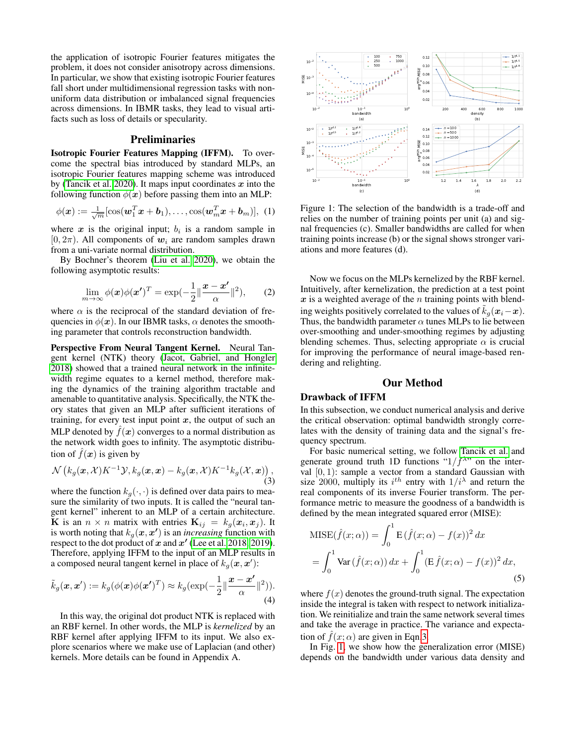the application of isotropic Fourier features mitigates the problem, it does not consider anisotropy across dimensions. In particular, we show that existing isotropic Fourier features fall short under multidimensional regression tasks with non-uniform data distribution or imbalanced signal frequencies across dimensions. In IBMR tasks, they lead to visual artifacts such as loss of details or specularity.

## Preliminaries

**Isotropic Fourier Features Mapping (IFFM).** To overcome the spectral bias introduced by standard MLPs, an isotropic Fourier features mapping scheme was introduced by (Tancik et al. 2020). It maps input coordinates $\boldsymbol{x}$ into the following function $\phi(\boldsymbol{x})$ before passing them into an MLP:

$$\phi(\boldsymbol{x}) := \frac{1}{\sqrt{m}}[\cos(\boldsymbol{w}_1^T\boldsymbol{x} + \boldsymbol{b}_1), \ldots, \cos(\boldsymbol{w}_m^T\boldsymbol{x} + \boldsymbol{b}_m)], \quad (1)$$

where $\boldsymbol{x}$ is the original input; $b_i$ is a random sample in $[0, 2\pi)$. All components of $\boldsymbol{w}_i$ are random samples drawn from a uni-variate normal distribution.

By Bochner's theorem (Liu et al. 2020), we obtain the following asymptotic results:

$$\lim_{m\to\infty} \phi(\boldsymbol{x})\phi(\boldsymbol{x'})^T = \exp(-\frac{1}{2}\|\frac{\boldsymbol{x} - \boldsymbol{x'}}{\alpha}\|^2), \quad (2)$$

where $\alpha$ is the reciprocal of the standard deviation of frequencies in $\phi(\boldsymbol{x})$. In our IBMR tasks, $\alpha$ denotes the smoothing parameter that controls reconstruction bandwidth.

**Perspective From Neural Tangent Kernel.** Neural Tangent kernel (NTK) theory (Jacot, Gabriel, and Hongler 2018) showed that a trained neural network in the infinite-width regime equates to a kernel method, therefore making the dynamics of the training algorithm tractable and amenable to quantitative analysis. Specifically, the NTK theory states that given an MLP after sufficient iterations of training, for every test input point $\boldsymbol{x}$, the output of such an MLP denoted by $\hat{f}(\boldsymbol{x})$ converges to a normal distribution as the network width goes to infinity. The asymptotic distribution of $\hat{f}(\boldsymbol{x})$ is given by

$$\mathcal{N}\left(k_g(\boldsymbol{x}, \mathcal{X})K^{-1}\mathcal{Y}, k_g(\boldsymbol{x}, \boldsymbol{x}) - k_g(\boldsymbol{x}, \mathcal{X})K^{-1}k_g(\mathcal{X}, \boldsymbol{x})\right), \quad (3)$$

where the function $k_g(\cdot, \cdot)$ is defined over data pairs to measure the similarity of two inputs. It is called the "neural tangent kernel" inherent to an MLP of a certain architecture. $\mathbf{K}$ is an $n \times n$ matrix with entries $\mathbf{K}_{ij} = k_g(\boldsymbol{x}_i, \boldsymbol{x}_j)$. It is worth noting that $k_g(\boldsymbol{x}, \boldsymbol{x'})$ is an *increasing* function with respect to the dot product of $\boldsymbol{x}$ and $\boldsymbol{x'}$ (Lee et al. 2018, 2019). Therefore, applying IFFM to the input of an MLP results in a composed neural tangent kernel in place of $k_g(\boldsymbol{x}, \boldsymbol{x'})$:

$$\tilde{k}_g(\boldsymbol{x}, \boldsymbol{x'}) := k_g(\phi(\boldsymbol{x})\phi(\boldsymbol{x'})^T) \approx k_g(\exp(-\frac{1}{2}\|\frac{\boldsymbol{x} - \boldsymbol{x'}}{\alpha}\|^2)). \quad (4)$$

In this way, the original dot product NTK is replaced with an RBF kernel. In other words, the MLP is *kernelized* by an RBF kernel after applying IFFM to its input. We also explore scenarios where we make use of Laplacian (and other) kernels. More details can be found in Appendix A.

Figure 1: The selection of the bandwidth is a trade-off and relies on the number of training points per unit (a) and signal frequencies (c). Smaller bandwidths are called for when training points increase (b) or the signal shows stronger variations and more features (d).

Now we focus on the MLPs kernelized by the RBF kernel. Intuitively, after kernelization, the prediction at a test point $\boldsymbol{x}$ is a weighted average of the $n$ training points with blending weights positively correlated to the values of $\tilde{k}_g(\boldsymbol{x}_i - \boldsymbol{x})$. Thus, the bandwidth parameter $\alpha$ tunes MLPs to lie between over-smoothing and under-smoothing regimes by adjusting blending schemes. Thus, selecting appropriate $\alpha$ is crucial for improving the performance of neural image-based rendering and relighting.

## Our Method

### Drawback of IFFM

In this subsection, we conduct numerical analysis and derive the critical observation: optimal bandwidth strongly correlates with the density of training data and the signal's frequency spectrum.

For basic numerical setting, we follow Tancik et al. and generate ground truth 1D functions "$1/f^{\lambda}$" on the interval $[0, 1)$: sample a vector from a standard Gaussian with size 2000, multiply its $i^{th}$ entry with $1/i^{\lambda}$ and return the real components of its inverse Fourier transform. The performance metric to measure the goodness of a bandwidth is defined by the mean integrated squared error (MISE):

$$\begin{aligned}\text{MISE}(\hat{f}(x;\alpha)) &= \int_0^1 \text{E}\,(\hat{f}(x;\alpha) - f(x))^2\,dx \\ &= \int_0^1 \text{Var}\,(\hat{f}(x;\alpha))\,dx + \int_0^1 (\text{E}\,\hat{f}(x;\alpha) - f(x))^2\,dx,\end{aligned} \quad (5)$$

where $f(x)$ denotes the ground-truth signal. The expectation inside the integral is taken with respect to network initialization. We reinitialize and train the same network several times and take the average in practice. The variance and expectation of $\hat{f}(x;\alpha)$ are given in Eqn.3.

In Fig. 1, we show how the generalization error (MISE) depends on the bandwidth under various data density and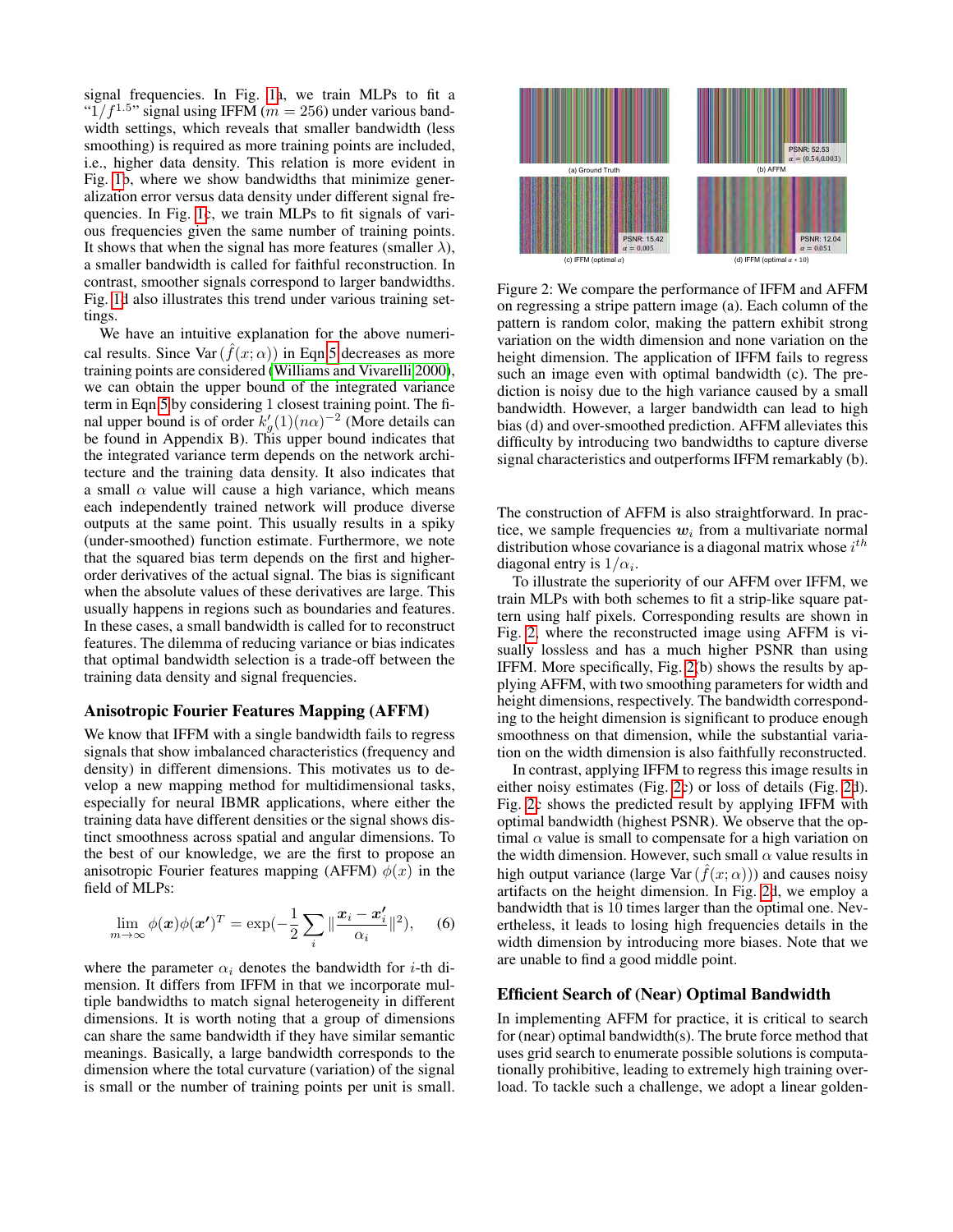signal frequencies. In Fig. 1a, we train MLPs to fit a "$1/f^{1.5}$" signal using IFFM ($m = 256$) under various bandwidth settings, which reveals that smaller bandwidth (less smoothing) is required as more training points are included, i.e., higher data density. This relation is more evident in Fig. 1b, where we show bandwidths that minimize generalization error versus data density under different signal frequencies. In Fig. 1c, we train MLPs to fit signals of various frequencies given the same number of training points. It shows that when the signal has more features (smaller $\lambda$), a smaller bandwidth is called for faithful reconstruction. In contrast, smoother signals correspond to larger bandwidths. Fig. 1d also illustrates this trend under various training settings.

We have an intuitive explanation for the above numerical results. Since $\mathrm{Var}(\hat{f}(x;\alpha))$ in Eqn 5 decreases as more training points are considered (Williams and Vivarelli 2000), we can obtain the upper bound of the integrated variance term in Eqn 5 by considering 1 closest training point. The final upper bound is of order $k_g'(1)(n\alpha)^{-2}$ (More details can be found in Appendix B). This upper bound indicates that the integrated variance term depends on the network architecture and the training data density. It also indicates that a small $\alpha$ value will cause a high variance, which means each independently trained network will produce diverse outputs at the same point. This usually results in a spiky (under-smoothed) function estimate. Furthermore, we note that the squared bias term depends on the first and higher-order derivatives of the actual signal. The bias is significant when the absolute values of these derivatives are large. This usually happens in regions such as boundaries and features. In these cases, a small bandwidth is called for to reconstruct features. The dilemma of reducing variance or bias indicates that optimal bandwidth selection is a trade-off between the training data density and signal frequencies.

### Anisotropic Fourier Features Mapping (AFFM)

We know that IFFM with a single bandwidth fails to regress signals that show imbalanced characteristics (frequency and density) in different dimensions. This motivates us to develop a new mapping method for multidimensional tasks, especially for neural IBMR applications, where either the training data have different densities or the signal shows distinct smoothness across spatial and angular dimensions. To the best of our knowledge, we are the first to propose an anisotropic Fourier features mapping (AFFM) $\phi(x)$ in the field of MLPs:

$$\lim_{m\to\infty} \phi(\boldsymbol{x})\phi(\boldsymbol{x'})^T = \exp\left(-\frac{1}{2}\sum_i \|\frac{\boldsymbol{x}_i - \boldsymbol{x}'_i}{\alpha_i}\|^2\right), \quad (6)$$

where the parameter $\alpha_i$ denotes the bandwidth for $i$-th dimension. It differs from IFFM in that we incorporate multiple bandwidths to match signal heterogeneity in different dimensions. It is worth noting that a group of dimensions can share the same bandwidth if they have similar semantic meanings. Basically, a large bandwidth corresponds to the dimension where the total curvature (variation) of the signal is small or the number of training points per unit is small.

Figure 2: We compare the performance of IFFM and AFFM on regressing a stripe pattern image (a). Each column of the pattern is random color, making the pattern exhibit strong variation on the width dimension and none variation on the height dimension. The application of IFFM fails to regress such an image even with optimal bandwidth (c). The prediction is noisy due to the high variance caused by a small bandwidth. However, a larger bandwidth can lead to high bias (d) and over-smoothed prediction. AFFM alleviates this difficulty by introducing two bandwidths to capture diverse signal characteristics and outperforms IFFM remarkably (b).

The construction of AFFM is also straightforward. In practice, we sample frequencies $\boldsymbol{w}_i$ from a multivariate normal distribution whose covariance is a diagonal matrix whose $i^{th}$ diagonal entry is $1/\alpha_i$.

To illustrate the superiority of our AFFM over IFFM, we train MLPs with both schemes to fit a strip-like square pattern using half pixels. Corresponding results are shown in Fig. 2, where the reconstructed image using AFFM is visually lossless and has a much higher PSNR than using IFFM. More specifically, Fig. 2(b) shows the results by applying AFFM, with two smoothing parameters for width and height dimensions, respectively. The bandwidth corresponding to the height dimension is significant to produce enough smoothness on that dimension, while the substantial variation on the width dimension is also faithfully reconstructed.

In contrast, applying IFFM to regress this image results in either noisy estimates (Fig. 2c) or loss of details (Fig. 2d). Fig. 2c shows the predicted result by applying IFFM with optimal bandwidth (highest PSNR). We observe that the optimal $\alpha$ value is small to compensate for a high variation on the width dimension. However, such small $\alpha$ value results in high output variance (large $\mathrm{Var}(\hat{f}(x;\alpha))$) and causes noisy artifacts on the height dimension. In Fig. 2d, we employ a bandwidth that is 10 times larger than the optimal one. Nevertheless, it leads to losing high frequencies details in the width dimension by introducing more biases. Note that we are unable to find a good middle point.

### Efficient Search of (Near) Optimal Bandwidth

In implementing AFFM for practice, it is critical to search for (near) optimal bandwidth(s). The brute force method that uses grid search to enumerate possible solutions is computationally prohibitive, leading to extremely high training overload. To tackle such a challenge, we adopt a linear golden-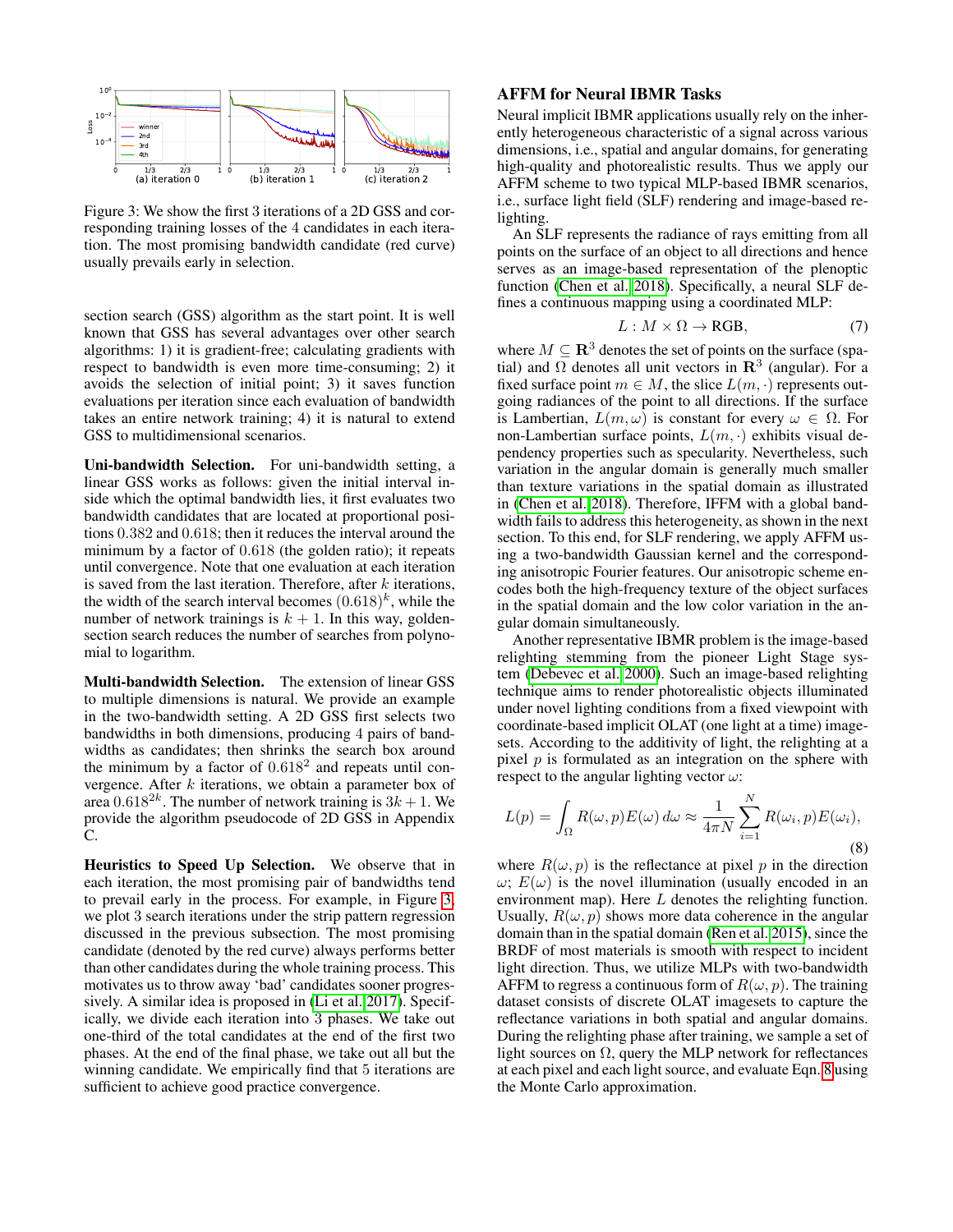Figure 3: We show the first 3 iterations of a 2D GSS and corresponding training losses of the 4 candidates in each iteration. The most promising bandwidth candidate (red curve) usually prevails early in selection.

section search (GSS) algorithm as the start point. It is well known that GSS has several advantages over other search algorithms: 1) it is gradient-free; calculating gradients with respect to bandwidth is even more time-consuming; 2) it avoids the selection of initial point; 3) it saves function evaluations per iteration since each evaluation of bandwidth takes an entire network training; 4) it is natural to extend GSS to multidimensional scenarios.

**Uni-bandwidth Selection.** For uni-bandwidth setting, a linear GSS works as follows: given the initial interval inside which the optimal bandwidth lies, it first evaluates two bandwidth candidates that are located at proportional positions $0.382$ and $0.618$; then it reduces the interval around the minimum by a factor of $0.618$ (the golden ratio); it repeats until convergence. Note that one evaluation at each iteration is saved from the last iteration. Therefore, after $k$ iterations, the width of the search interval becomes $(0.618)^k$, while the number of network trainings is $k+1$. In this way, golden-section search reduces the number of searches from polynomial to logarithm.

**Multi-bandwidth Selection.** The extension of linear GSS to multiple dimensions is natural. We provide an example in the two-bandwidth setting. A 2D GSS first selects two bandwidths in both dimensions, producing 4 pairs of bandwidths as candidates; then shrinks the search box around the minimum by a factor of $0.618^2$ and repeats until convergence. After $k$ iterations, we obtain a parameter box of area $0.618^{2k}$. The number of network training is $3k+1$. We provide the algorithm pseudocode of 2D GSS in Appendix C.

**Heuristics to Speed Up Selection.** We observe that in each iteration, the most promising pair of bandwidths tend to prevail early in the process. For example, in Figure 3, we plot 3 search iterations under the strip pattern regression discussed in the previous subsection. The most promising candidate (denoted by the red curve) always performs better than other candidates during the whole training process. This motivates us to throw away 'bad' candidates sooner progressively. A similar idea is proposed in (Li et al. 2017). Specifically, we divide each iteration into 3 phases. We take out one-third of the total candidates at the end of the first two phases. At the end of the final phase, we take out all but the winning candidate. We empirically find that 5 iterations are sufficient to achieve good practice convergence.

## AFFM for Neural IBMR Tasks

Neural implicit IBMR applications usually rely on the inherently heterogeneous characteristic of a signal across various dimensions, i.e., spatial and angular domains, for generating high-quality and photorealistic results. Thus we apply our AFFM scheme to two typical MLP-based IBMR scenarios, i.e., surface light field (SLF) rendering and image-based relighting.

An SLF represents the radiance of rays emitting from all points on the surface of an object to all directions and hence serves as an image-based representation of the plenoptic function (Chen et al. 2018). Specifically, a neural SLF defines a continuous mapping using a coordinated MLP:

$$L : M \times \Omega \rightarrow \text{RGB}, \tag{7}$$

where $M \subseteq \mathbf{R}^3$ denotes the set of points on the surface (spatial) and $\Omega$ denotes all unit vectors in $\mathbf{R}^3$ (angular). For a fixed surface point $m \in M$, the slice $L(m, \cdot)$ represents outgoing radiances of the point to all directions. If the surface is Lambertian, $L(m, \omega)$ is constant for every $\omega \in \Omega$. For non-Lambertian surface points, $L(m, \cdot)$ exhibits visual dependency properties such as specularity. Nevertheless, such variation in the angular domain is generally much smaller than texture variations in the spatial domain as illustrated in (Chen et al. 2018). Therefore, IFFM with a global bandwidth fails to address this heterogeneity, as shown in the next section. To this end, for SLF rendering, we apply AFFM using a two-bandwidth Gaussian kernel and the corresponding anisotropic Fourier features. Our anisotropic scheme encodes both the high-frequency texture of the object surfaces in the spatial domain and the low color variation in the angular domain simultaneously.

Another representative IBMR problem is the image-based relighting stemming from the pioneer Light Stage system (Debevec et al. 2000). Such an image-based relighting technique aims to render photorealistic objects illuminated under novel lighting conditions from a fixed viewpoint with coordinate-based implicit OLAT (one light at a time) imagesets. According to the additivity of light, the relighting at a pixel $p$ is formulated as an integration on the sphere with respect to the angular lighting vector $\omega$:

$$L(p) = \int_{\Omega} R(\omega, p) E(\omega)\, d\omega \approx \frac{1}{4\pi N} \sum_{i=1}^{N} R(\omega_i, p) E(\omega_i), \tag{8}$$

where $R(\omega, p)$ is the reflectance at pixel $p$ in the direction $\omega$; $E(\omega)$ is the novel illumination (usually encoded in an environment map). Here $L$ denotes the relighting function. Usually, $R(\omega, p)$ shows more data coherence in the angular domain than in the spatial domain (Ren et al. 2015), since the BRDF of most materials is smooth with respect to incident light direction. Thus, we utilize MLPs with two-bandwidth AFFM to regress a continuous form of $R(\omega, p)$. The training dataset consists of discrete OLAT imagesets to capture the reflectance variations in both spatial and angular domains. During the relighting phase after training, we sample a set of light sources on $\Omega$, query the MLP network for reflectances at each pixel and each light source, and evaluate Eqn. 8 using the Monte Carlo approximation.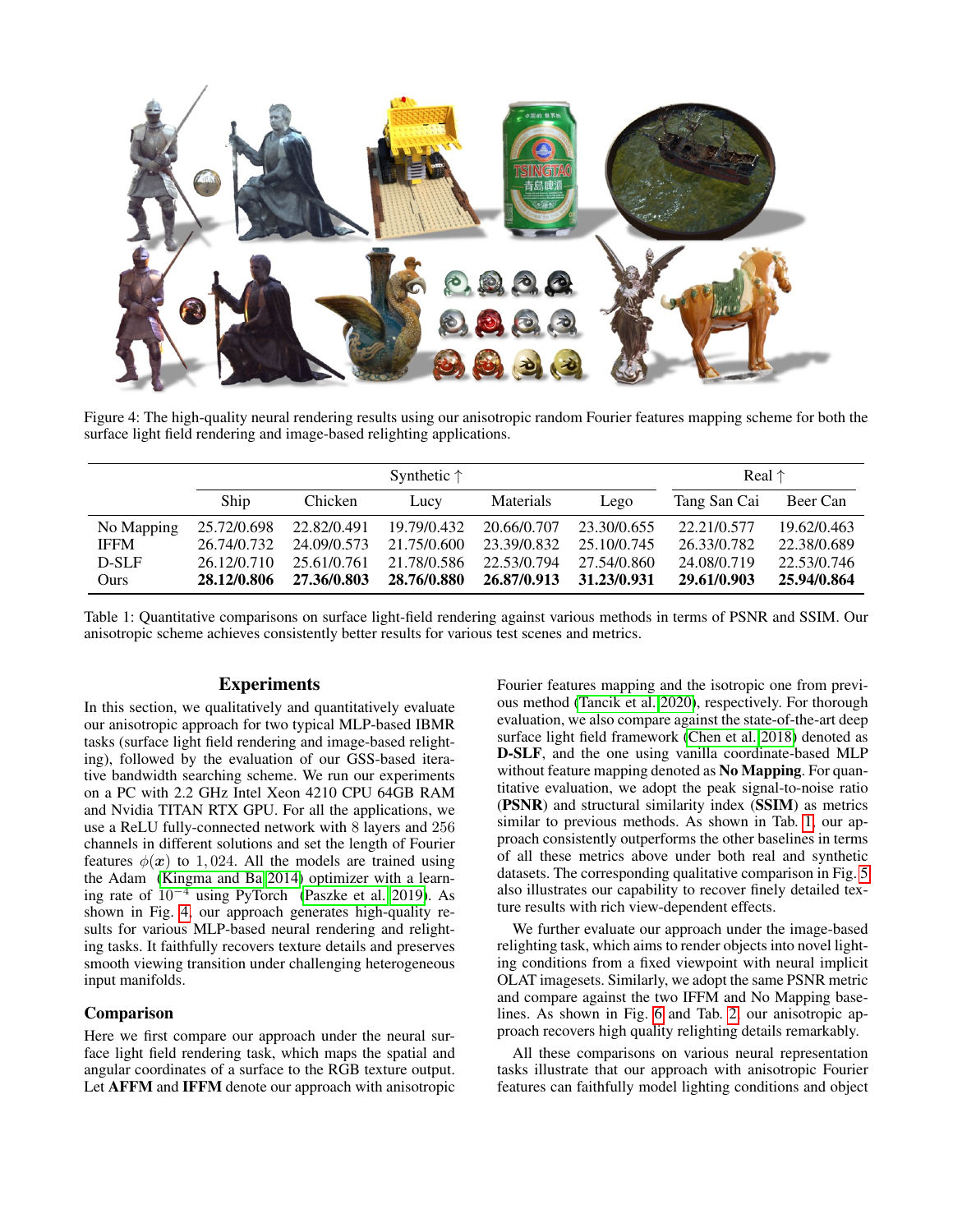Figure 4: The high-quality neural rendering results using our anisotropic random Fourier features mapping scheme for both the surface light field rendering and image-based relighting applications.

| | Synthetic ↑ | | | | | Real ↑ | |
|---|---|---|---|---|---|---|---|
| | Ship | Chicken | Lucy | Materials | Lego | Tang San Cai | Beer Can |
| No Mapping | 25.72/0.698 | 22.82/0.491 | 19.79/0.432 | 20.66/0.707 | 23.30/0.655 | 22.21/0.577 | 19.62/0.463 |
| IFFM | 26.74/0.732 | 24.09/0.573 | 21.75/0.600 | 23.39/0.832 | 25.10/0.745 | 26.33/0.782 | 22.38/0.689 |
| D-SLF | 26.12/0.710 | 25.61/0.761 | 21.78/0.586 | 22.53/0.794 | 27.54/0.860 | 24.08/0.719 | 22.53/0.746 |
| Ours | **28.12/0.806** | **27.36/0.803** | **28.76/0.880** | **26.87/0.913** | **31.23/0.931** | **29.61/0.903** | **25.94/0.864** |

Table 1: Quantitative comparisons on surface light-field rendering against various methods in terms of PSNR and SSIM. Our anisotropic scheme achieves consistently better results for various test scenes and metrics.

## Experiments

In this section, we qualitatively and quantitatively evaluate our anisotropic approach for two typical MLP-based IBMR tasks (surface light field rendering and image-based relighting), followed by the evaluation of our GSS-based iterative bandwidth searching scheme. We run our experiments on a PC with 2.2 GHz Intel Xeon 4210 CPU 64GB RAM and Nvidia TITAN RTX GPU. For all the applications, we use a ReLU fully-connected network with 8 layers and 256 channels in different solutions and set the length of Fourier features $\phi(\boldsymbol{x})$ to $1,024$. All the models are trained using the Adam (Kingma and Ba 2014) optimizer with a learning rate of $10^{-4}$ using PyTorch (Paszke et al. 2019). As shown in Fig. 4, our approach generates high-quality results for various MLP-based neural rendering and relighting tasks. It faithfully recovers texture details and preserves smooth viewing transition under challenging heterogeneous input manifolds.

### Comparison

Here we first compare our approach under the neural surface light field rendering task, which maps the spatial and angular coordinates of a surface to the RGB texture output. Let **AFFM** and **IFFM** denote our approach with anisotropic Fourier features mapping and the isotropic one from previous method (Tancik et al. 2020), respectively. For thorough evaluation, we also compare against the state-of-the-art deep surface light field framework (Chen et al. 2018) denoted as **D-SLF**, and the one using vanilla coordinate-based MLP without feature mapping denoted as **No Mapping**. For quantitative evaluation, we adopt the peak signal-to-noise ratio (**PSNR**) and structural similarity index (**SSIM**) as metrics similar to previous methods. As shown in Tab. 1, our approach consistently outperforms the other baselines in terms of all these metrics above under both real and synthetic datasets. The corresponding qualitative comparison in Fig. 5 also illustrates our capability to recover finely detailed texture results with rich view-dependent effects.

We further evaluate our approach under the image-based relighting task, which aims to render objects into novel lighting conditions from a fixed viewpoint with neural implicit OLAT imagesets. Similarly, we adopt the same PSNR metric and compare against the two IFFM and No Mapping baselines. As shown in Fig. 6 and Tab. 2, our anisotropic approach recovers high quality relighting details remarkably.

All these comparisons on various neural representation tasks illustrate that our approach with anisotropic Fourier features can faithfully model lighting conditions and object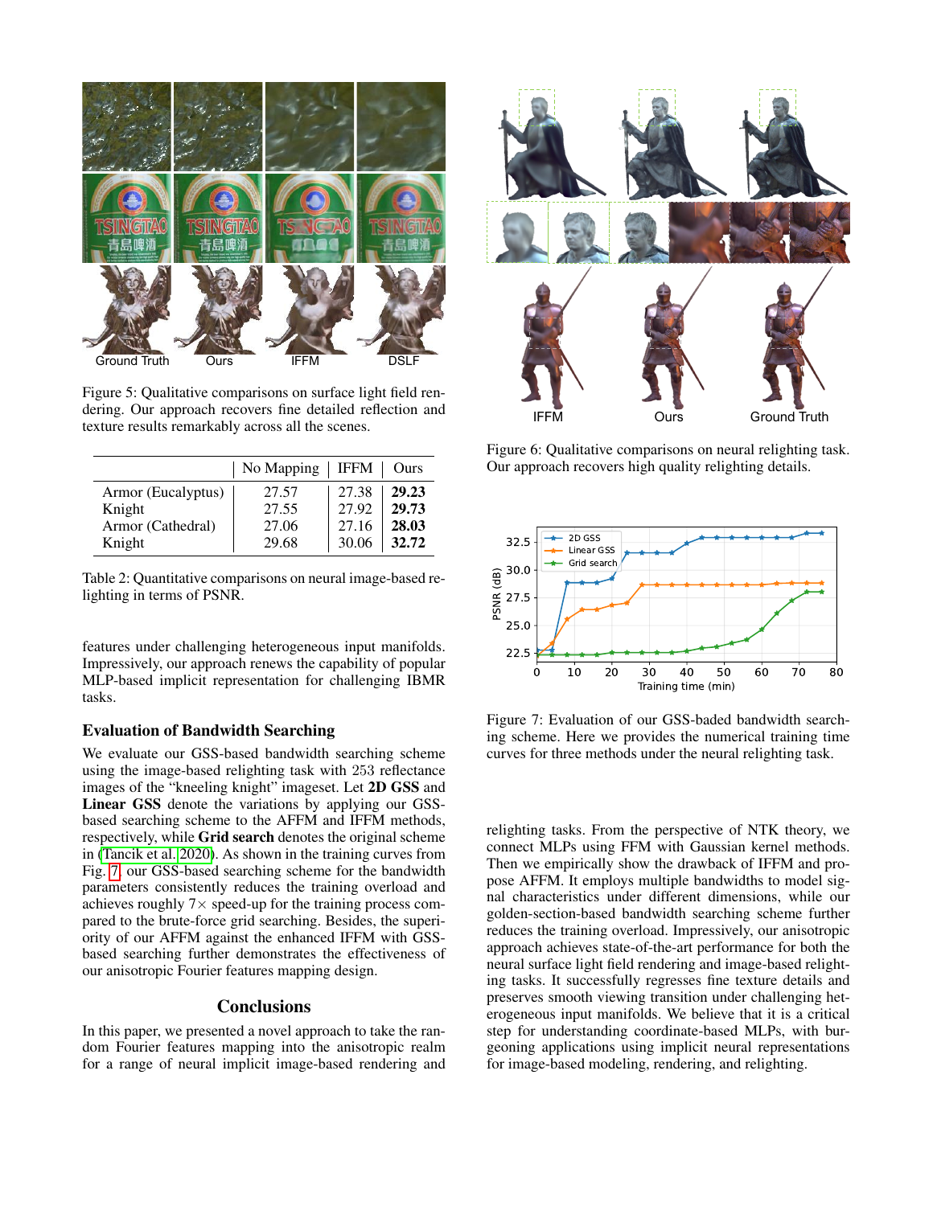Figure 5: Qualitative comparisons on surface light field rendering. Our approach recovers fine detailed reflection and texture results remarkably across all the scenes.

| | No Mapping | IFFM | Ours |
|---|---|---|---|
| Armor (Eucalyptus) | 27.57 | 27.38 | **29.23** |
| Knight | 27.55 | 27.92 | **29.73** |
| Armor (Cathedral) | 27.06 | 27.16 | **28.03** |
| Knight | 29.68 | 30.06 | **32.72** |

Table 2: Quantitative comparisons on neural image-based relighting in terms of PSNR.

features under challenging heterogeneous input manifolds. Impressively, our approach renews the capability of popular MLP-based implicit representation for challenging IBMR tasks.

### Evaluation of Bandwidth Searching

We evaluate our GSS-based bandwidth searching scheme using the image-based relighting task with 253 reflectance images of the "kneeling knight" imageset. Let **2D GSS** and **Linear GSS** denote the variations by applying our GSS-based searching scheme to the AFFM and IFFM methods, respectively, while **Grid search** denotes the original scheme in (Tancik et al. 2020). As shown in the training curves from Fig. 7, our GSS-based searching scheme for the bandwidth parameters consistently reduces the training overload and achieves roughly $7\times$ speed-up for the training process compared to the brute-force grid searching. Besides, the superiority of our AFFM against the enhanced IFFM with GSS-based searching further demonstrates the effectiveness of our anisotropic Fourier features mapping design.

## Conclusions

In this paper, we presented a novel approach to take the random Fourier features mapping into the anisotropic realm for a range of neural implicit image-based rendering and relighting tasks. From the perspective of NTK theory, we connect MLPs using FFM with Gaussian kernel methods. Then we empirically show the drawback of IFFM and propose AFFM. It employs multiple bandwidths to model signal characteristics under different dimensions, while our golden-section-based bandwidth searching scheme further reduces the training overload. Impressively, our anisotropic approach achieves state-of-the-art performance for both the neural surface light field rendering and image-based relighting tasks. It successfully regresses fine texture details and preserves smooth viewing transition under challenging heterogeneous input manifolds. We believe that it is a critical step for understanding coordinate-based MLPs, with burgeoning applications using implicit neural representations for image-based modeling, rendering, and relighting.

Figure 6: Qualitative comparisons on neural relighting task. Our approach recovers high quality relighting details.

Figure 7: Evaluation of our GSS-baded bandwidth searching scheme. Here we provides the numerical training time curves for three methods under the neural relighting task.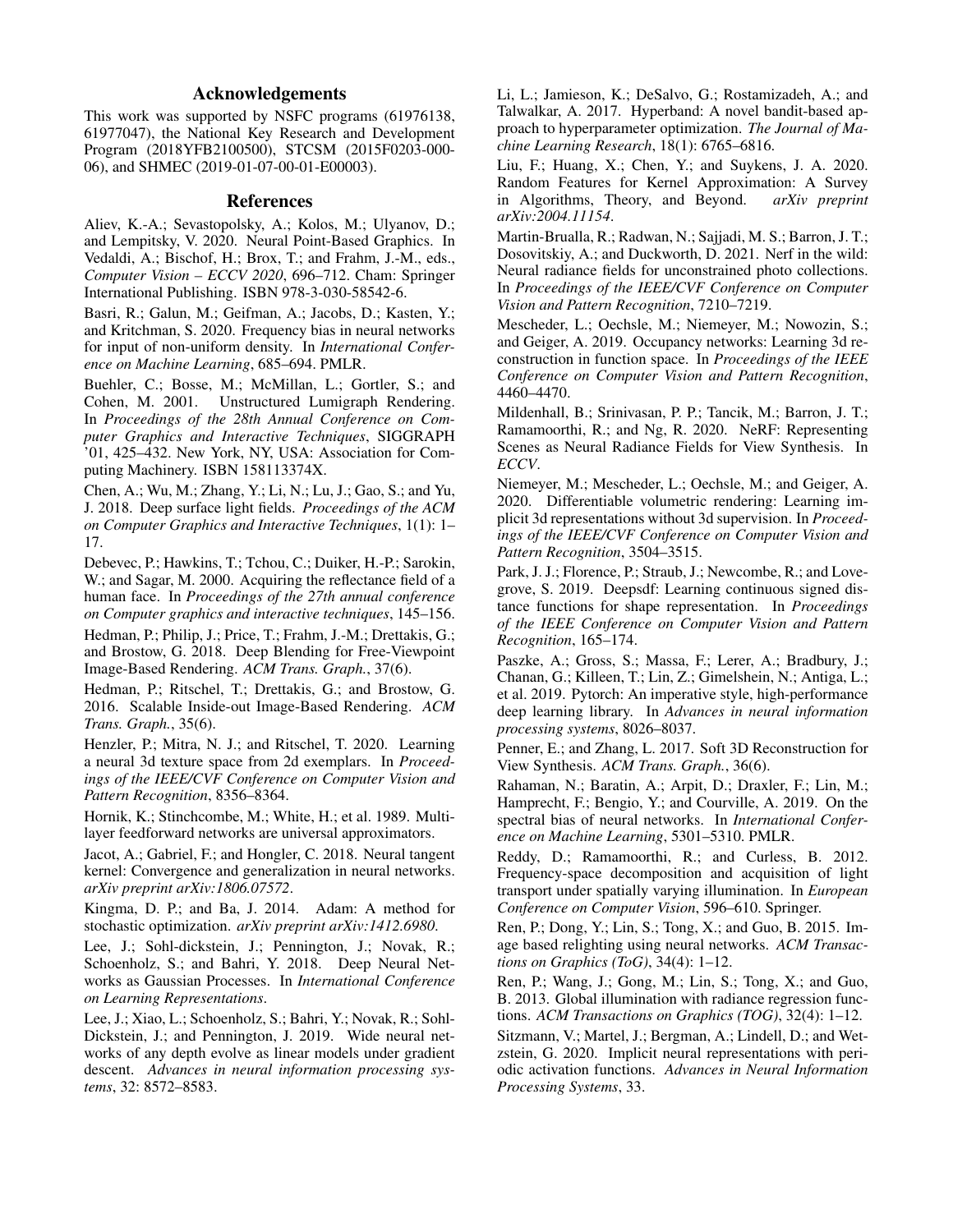## Acknowledgements

This work was supported by NSFC programs (61976138, 61977047), the National Key Research and Development Program (2018YFB2100500), STCSM (2015F0203-000-06), and SHMEC (2019-01-07-00-01-E00003).

## References

Aliev, K.-A.; Sevastopolsky, A.; Kolos, M.; Ulyanov, D.; and Lempitsky, V. 2020. Neural Point-Based Graphics. In Vedaldi, A.; Bischof, H.; Brox, T.; and Frahm, J.-M., eds., *Computer Vision – ECCV 2020*, 696–712. Cham: Springer International Publishing. ISBN 978-3-030-58542-6.

Basri, R.; Galun, M.; Geifman, A.; Jacobs, D.; Kasten, Y.; and Kritchman, S. 2020. Frequency bias in neural networks for input of non-uniform density. In *International Conference on Machine Learning*, 685–694. PMLR.

Buehler, C.; Bosse, M.; McMillan, L.; Gortler, S.; and Cohen, M. 2001. Unstructured Lumigraph Rendering. In *Proceedings of the 28th Annual Conference on Computer Graphics and Interactive Techniques*, SIGGRAPH '01, 425–432. New York, NY, USA: Association for Computing Machinery. ISBN 158113374X.

Chen, A.; Wu, M.; Zhang, Y.; Li, N.; Lu, J.; Gao, S.; and Yu, J. 2018. Deep surface light fields. *Proceedings of the ACM on Computer Graphics and Interactive Techniques*, 1(1): 1–17.

Debevec, P.; Hawkins, T.; Tchou, C.; Duiker, H.-P.; Sarokin, W.; and Sagar, M. 2000. Acquiring the reflectance field of a human face. In *Proceedings of the 27th annual conference on Computer graphics and interactive techniques*, 145–156.

Hedman, P.; Philip, J.; Price, T.; Frahm, J.-M.; Drettakis, G.; and Brostow, G. 2018. Deep Blending for Free-Viewpoint Image-Based Rendering. *ACM Trans. Graph.*, 37(6).

Hedman, P.; Ritschel, T.; Drettakis, G.; and Brostow, G. 2016. Scalable Inside-out Image-Based Rendering. *ACM Trans. Graph.*, 35(6).

Henzler, P.; Mitra, N. J.; and Ritschel, T. 2020. Learning a neural 3d texture space from 2d exemplars. In *Proceedings of the IEEE/CVF Conference on Computer Vision and Pattern Recognition*, 8356–8364.

Hornik, K.; Stinchcombe, M.; White, H.; et al. 1989. Multilayer feedforward networks are universal approximators.

Jacot, A.; Gabriel, F.; and Hongler, C. 2018. Neural tangent kernel: Convergence and generalization in neural networks. *arXiv preprint arXiv:1806.07572*.

Kingma, D. P.; and Ba, J. 2014. Adam: A method for stochastic optimization. *arXiv preprint arXiv:1412.6980*.

Lee, J.; Sohl-dickstein, J.; Pennington, J.; Novak, R.; Schoenholz, S.; and Bahri, Y. 2018. Deep Neural Networks as Gaussian Processes. In *International Conference on Learning Representations*.

Lee, J.; Xiao, L.; Schoenholz, S.; Bahri, Y.; Novak, R.; Sohl-Dickstein, J.; and Pennington, J. 2019. Wide neural networks of any depth evolve as linear models under gradient descent. *Advances in neural information processing systems*, 32: 8572–8583.

Li, L.; Jamieson, K.; DeSalvo, G.; Rostamizadeh, A.; and Talwalkar, A. 2017. Hyperband: A novel bandit-based approach to hyperparameter optimization. *The Journal of Machine Learning Research*, 18(1): 6765–6816.

Liu, F.; Huang, X.; Chen, Y.; and Suykens, J. A. 2020. Random Features for Kernel Approximation: A Survey in Algorithms, Theory, and Beyond. *arXiv preprint arXiv:2004.11154*.

Martin-Brualla, R.; Radwan, N.; Sajjadi, M. S.; Barron, J. T.; Dosovitskiy, A.; and Duckworth, D. 2021. Nerf in the wild: Neural radiance fields for unconstrained photo collections. In *Proceedings of the IEEE/CVF Conference on Computer Vision and Pattern Recognition*, 7210–7219.

Mescheder, L.; Oechsle, M.; Niemeyer, M.; Nowozin, S.; and Geiger, A. 2019. Occupancy networks: Learning 3d reconstruction in function space. In *Proceedings of the IEEE Conference on Computer Vision and Pattern Recognition*, 4460–4470.

Mildenhall, B.; Srinivasan, P. P.; Tancik, M.; Barron, J. T.; Ramamoorthi, R.; and Ng, R. 2020. NeRF: Representing Scenes as Neural Radiance Fields for View Synthesis. In *ECCV*.

Niemeyer, M.; Mescheder, L.; Oechsle, M.; and Geiger, A. 2020. Differentiable volumetric rendering: Learning implicit 3d representations without 3d supervision. In *Proceedings of the IEEE/CVF Conference on Computer Vision and Pattern Recognition*, 3504–3515.

Park, J. J.; Florence, P.; Straub, J.; Newcombe, R.; and Lovegrove, S. 2019. Deepsdf: Learning continuous signed distance functions for shape representation. In *Proceedings of the IEEE Conference on Computer Vision and Pattern Recognition*, 165–174.

Paszke, A.; Gross, S.; Massa, F.; Lerer, A.; Bradbury, J.; Chanan, G.; Killeen, T.; Lin, Z.; Gimelshein, N.; Antiga, L.; et al. 2019. Pytorch: An imperative style, high-performance deep learning library. In *Advances in neural information processing systems*, 8026–8037.

Penner, E.; and Zhang, L. 2017. Soft 3D Reconstruction for View Synthesis. *ACM Trans. Graph.*, 36(6).

Rahaman, N.; Baratin, A.; Arpit, D.; Draxler, F.; Lin, M.; Hamprecht, F.; Bengio, Y.; and Courville, A. 2019. On the spectral bias of neural networks. In *International Conference on Machine Learning*, 5301–5310. PMLR.

Reddy, D.; Ramamoorthi, R.; and Curless, B. 2012. Frequency-space decomposition and acquisition of light transport under spatially varying illumination. In *European Conference on Computer Vision*, 596–610. Springer.

Ren, P.; Dong, Y.; Lin, S.; Tong, X.; and Guo, B. 2015. Image based relighting using neural networks. *ACM Transactions on Graphics (ToG)*, 34(4): 1–12.

Ren, P.; Wang, J.; Gong, M.; Lin, S.; Tong, X.; and Guo, B. 2013. Global illumination with radiance regression functions. *ACM Transactions on Graphics (TOG)*, 32(4): 1–12.

Sitzmann, V.; Martel, J.; Bergman, A.; Lindell, D.; and Wetzstein, G. 2020. Implicit neural representations with periodic activation functions. *Advances in Neural Information Processing Systems*, 33.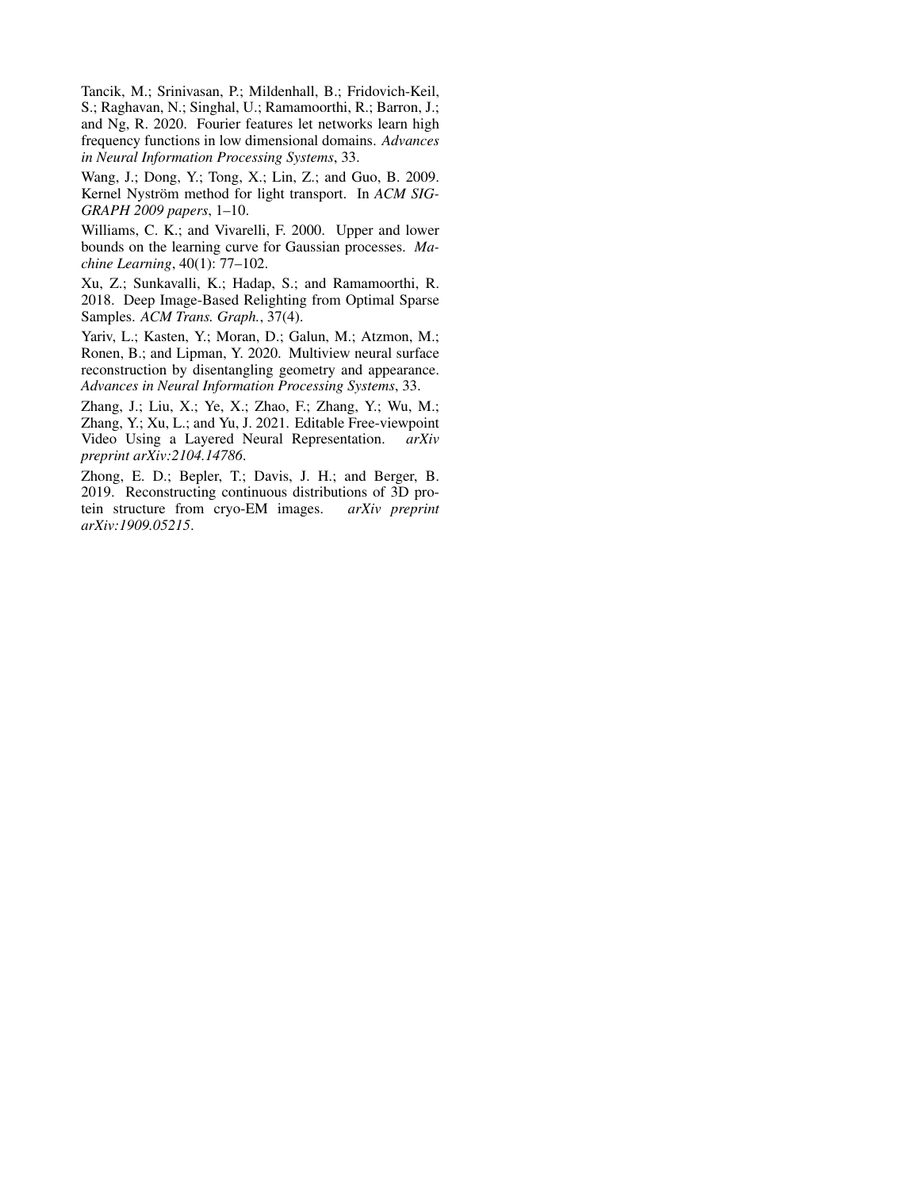Tancik, M.; Srinivasan, P.; Mildenhall, B.; Fridovich-Keil, S.; Raghavan, N.; Singhal, U.; Ramamoorthi, R.; Barron, J.; and Ng, R. 2020. Fourier features let networks learn high frequency functions in low dimensional domains. *Advances in Neural Information Processing Systems*, 33.

Wang, J.; Dong, Y.; Tong, X.; Lin, Z.; and Guo, B. 2009. Kernel Nyström method for light transport. In *ACM SIGGRAPH 2009 papers*, 1–10.

Williams, C. K.; and Vivarelli, F. 2000. Upper and lower bounds on the learning curve for Gaussian processes. *Machine Learning*, 40(1): 77–102.

Xu, Z.; Sunkavalli, K.; Hadap, S.; and Ramamoorthi, R. 2018. Deep Image-Based Relighting from Optimal Sparse Samples. *ACM Trans. Graph.*, 37(4).

Yariv, L.; Kasten, Y.; Moran, D.; Galun, M.; Atzmon, M.; Ronen, B.; and Lipman, Y. 2020. Multiview neural surface reconstruction by disentangling geometry and appearance. *Advances in Neural Information Processing Systems*, 33.

Zhang, J.; Liu, X.; Ye, X.; Zhao, F.; Zhang, Y.; Wu, M.; Zhang, Y.; Xu, L.; and Yu, J. 2021. Editable Free-viewpoint Video Using a Layered Neural Representation. *arXiv preprint arXiv:2104.14786*.

Zhong, E. D.; Bepler, T.; Davis, J. H.; and Berger, B. 2019. Reconstructing continuous distributions of 3D protein structure from cryo-EM images. *arXiv preprint arXiv:1909.05215*.